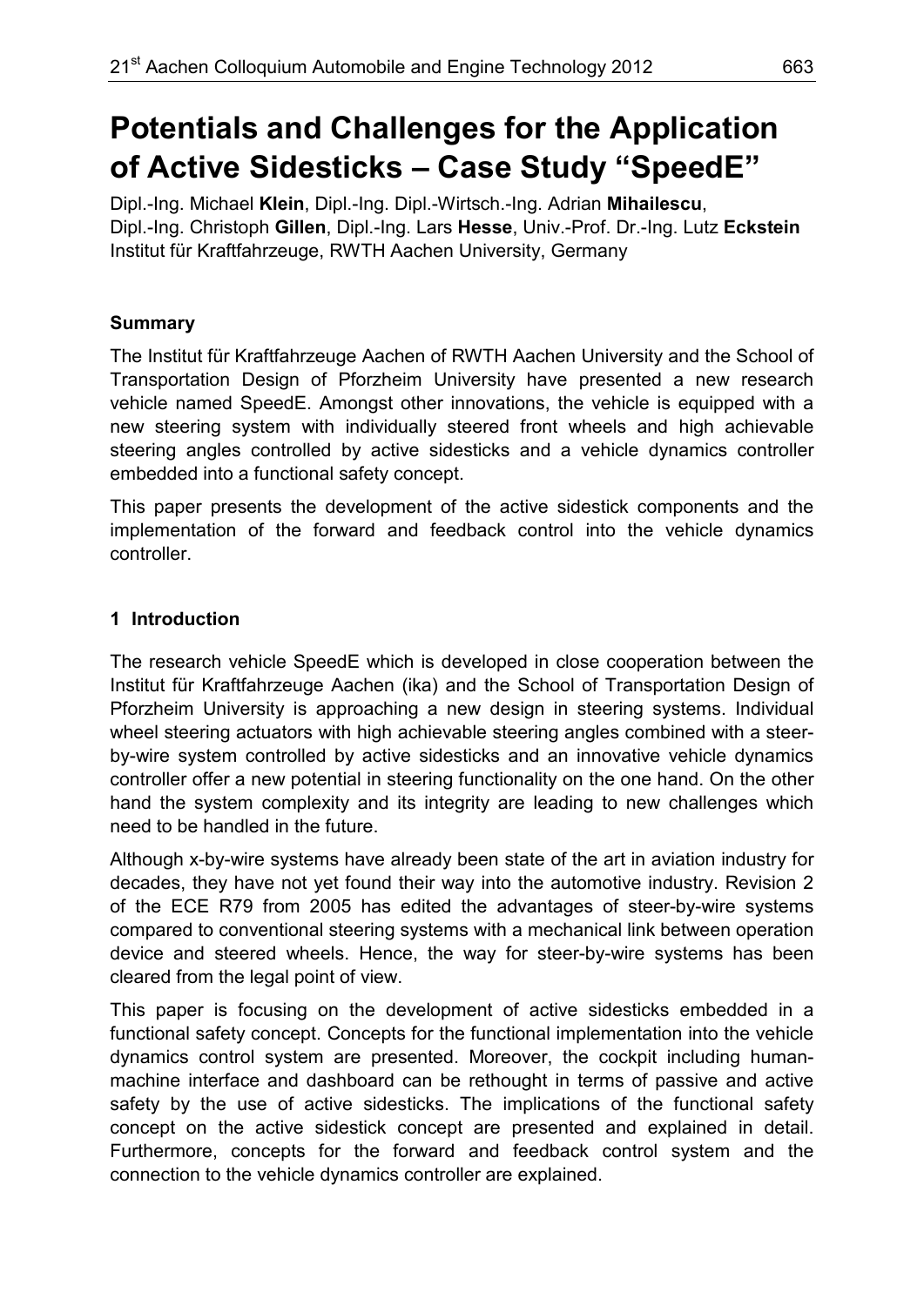# Potentials and Challenges for the Application of Active Sidesticks – Case Study "SpeedE"

Dipl.-Ing. Michael **Klein**, Dipl.-Ing. Dipl.-Wirtsch.-Ing. Adrian **Mihailescu**,
Dipl.-Ing. Christoph **Gillen**, Dipl.-Ing. Lars **Hesse**, Univ.-Prof. Dr.-Ing. Lutz **Eckstein**
Institut für Kraftfahrzeuge, RWTH Aachen University, Germany

## Summary

The Institut für Kraftfahrzeuge Aachen of RWTH Aachen University and the School of Transportation Design of Pforzheim University have presented a new research vehicle named SpeedE. Amongst other innovations, the vehicle is equipped with a new steering system with individually steered front wheels and high achievable steering angles controlled by active sidesticks and a vehicle dynamics controller embedded into a functional safety concept.

This paper presents the development of the active sidestick components and the implementation of the forward and feedback control into the vehicle dynamics controller.

## 1 Introduction

The research vehicle SpeedE which is developed in close cooperation between the Institut für Kraftfahrzeuge Aachen (ika) and the School of Transportation Design of Pforzheim University is approaching a new design in steering systems. Individual wheel steering actuators with high achievable steering angles combined with a steer-by-wire system controlled by active sidesticks and an innovative vehicle dynamics controller offer a new potential in steering functionality on the one hand. On the other hand the system complexity and its integrity are leading to new challenges which need to be handled in the future.

Although x-by-wire systems have already been state of the art in aviation industry for decades, they have not yet found their way into the automotive industry. Revision 2 of the ECE R79 from 2005 has edited the advantages of steer-by-wire systems compared to conventional steering systems with a mechanical link between operation device and steered wheels. Hence, the way for steer-by-wire systems has been cleared from the legal point of view.

This paper is focusing on the development of active sidesticks embedded in a functional safety concept. Concepts for the functional implementation into the vehicle dynamics control system are presented. Moreover, the cockpit including human-machine interface and dashboard can be rethought in terms of passive and active safety by the use of active sidesticks. The implications of the functional safety concept on the active sidestick concept are presented and explained in detail. Furthermore, concepts for the forward and feedback control system and the connection to the vehicle dynamics controller are explained.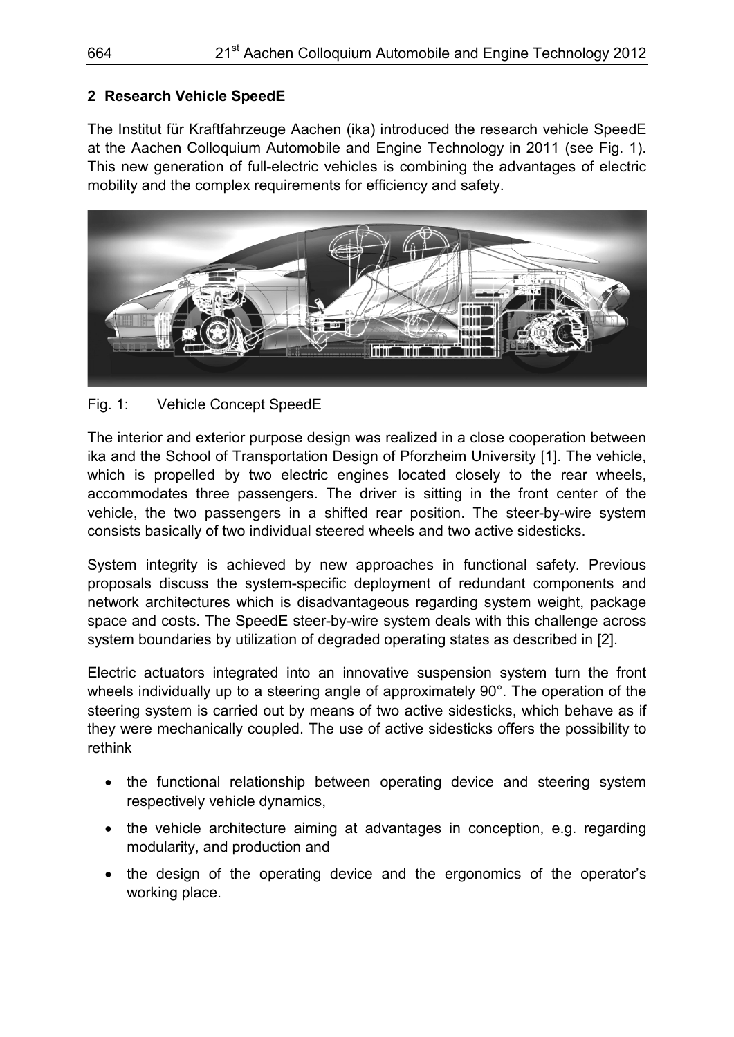## 2 Research Vehicle SpeedE

The Institut für Kraftfahrzeuge Aachen (ika) introduced the research vehicle SpeedE at the Aachen Colloquium Automobile and Engine Technology in 2011 (see Fig. 1). This new generation of full-electric vehicles is combining the advantages of electric mobility and the complex requirements for efficiency and safety.

Fig. 1: Vehicle Concept SpeedE

The interior and exterior purpose design was realized in a close cooperation between ika and the School of Transportation Design of Pforzheim University [1]. The vehicle, which is propelled by two electric engines located closely to the rear wheels, accommodates three passengers. The driver is sitting in the front center of the vehicle, the two passengers in a shifted rear position. The steer-by-wire system consists basically of two individual steered wheels and two active sidesticks.

System integrity is achieved by new approaches in functional safety. Previous proposals discuss the system-specific deployment of redundant components and network architectures which is disadvantageous regarding system weight, package space and costs. The SpeedE steer-by-wire system deals with this challenge across system boundaries by utilization of degraded operating states as described in [2].

Electric actuators integrated into an innovative suspension system turn the front wheels individually up to a steering angle of approximately 90°. The operation of the steering system is carried out by means of two active sidesticks, which behave as if they were mechanically coupled. The use of active sidesticks offers the possibility to rethink

- the functional relationship between operating device and steering system respectively vehicle dynamics,
- the vehicle architecture aiming at advantages in conception, e.g. regarding modularity, and production and
- the design of the operating device and the ergonomics of the operator's working place.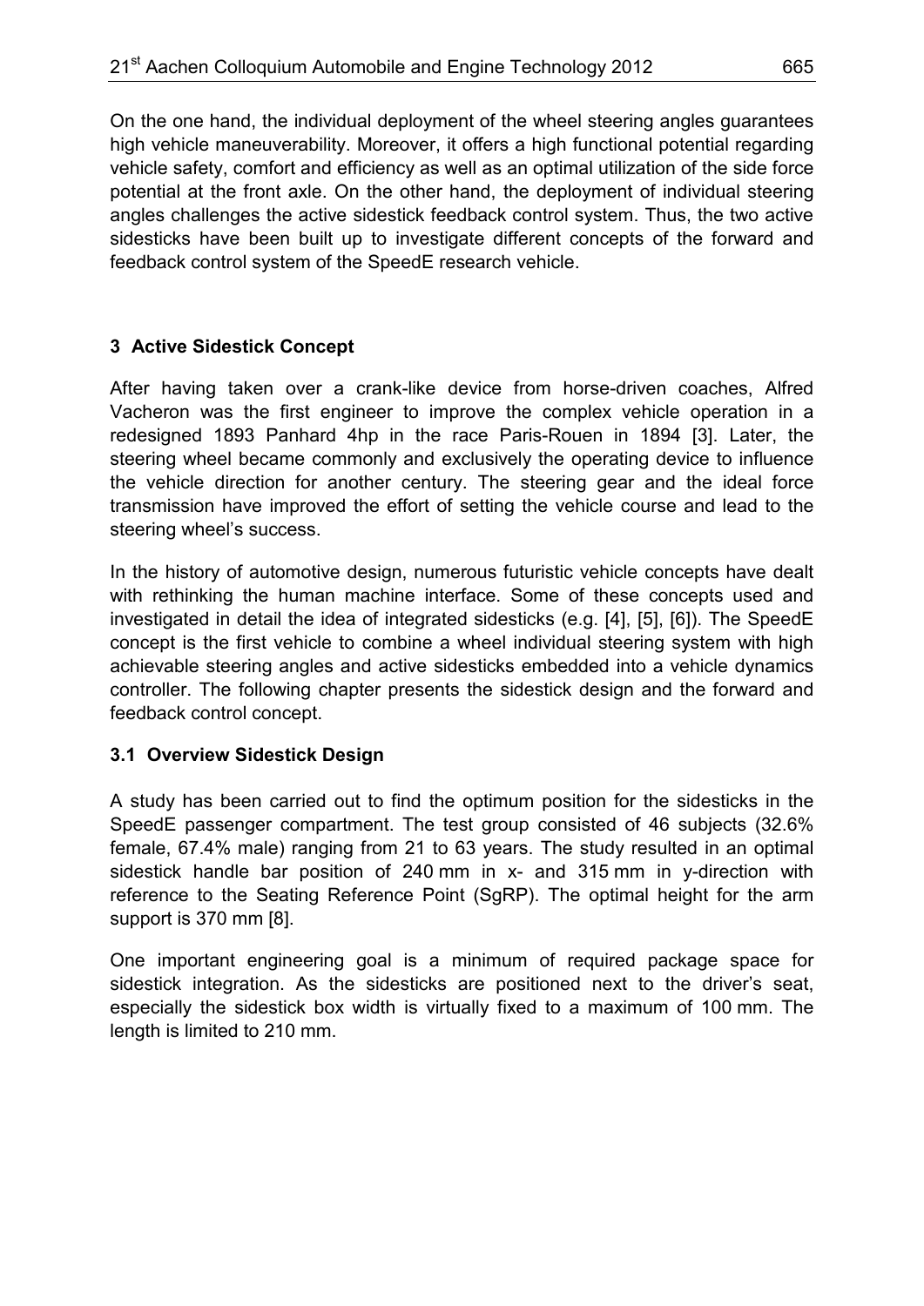On the one hand, the individual deployment of the wheel steering angles guarantees high vehicle maneuverability. Moreover, it offers a high functional potential regarding vehicle safety, comfort and efficiency as well as an optimal utilization of the side force potential at the front axle. On the other hand, the deployment of individual steering angles challenges the active sidestick feedback control system. Thus, the two active sidesticks have been built up to investigate different concepts of the forward and feedback control system of the SpeedE research vehicle.

## 3 Active Sidestick Concept

After having taken over a crank-like device from horse-driven coaches, Alfred Vacheron was the first engineer to improve the complex vehicle operation in a redesigned 1893 Panhard 4hp in the race Paris-Rouen in 1894 [3]. Later, the steering wheel became commonly and exclusively the operating device to influence the vehicle direction for another century. The steering gear and the ideal force transmission have improved the effort of setting the vehicle course and lead to the steering wheel's success.

In the history of automotive design, numerous futuristic vehicle concepts have dealt with rethinking the human machine interface. Some of these concepts used and investigated in detail the idea of integrated sidesticks (e.g. [4], [5], [6]). The SpeedE concept is the first vehicle to combine a wheel individual steering system with high achievable steering angles and active sidesticks embedded into a vehicle dynamics controller. The following chapter presents the sidestick design and the forward and feedback control concept.

### 3.1 Overview Sidestick Design

A study has been carried out to find the optimum position for the sidesticks in the SpeedE passenger compartment. The test group consisted of 46 subjects (32.6% female, 67.4% male) ranging from 21 to 63 years. The study resulted in an optimal sidestick handle bar position of 240 mm in x- and 315 mm in y-direction with reference to the Seating Reference Point (SgRP). The optimal height for the arm support is 370 mm [8].

One important engineering goal is a minimum of required package space for sidestick integration. As the sidesticks are positioned next to the driver's seat, especially the sidestick box width is virtually fixed to a maximum of 100 mm. The length is limited to 210 mm.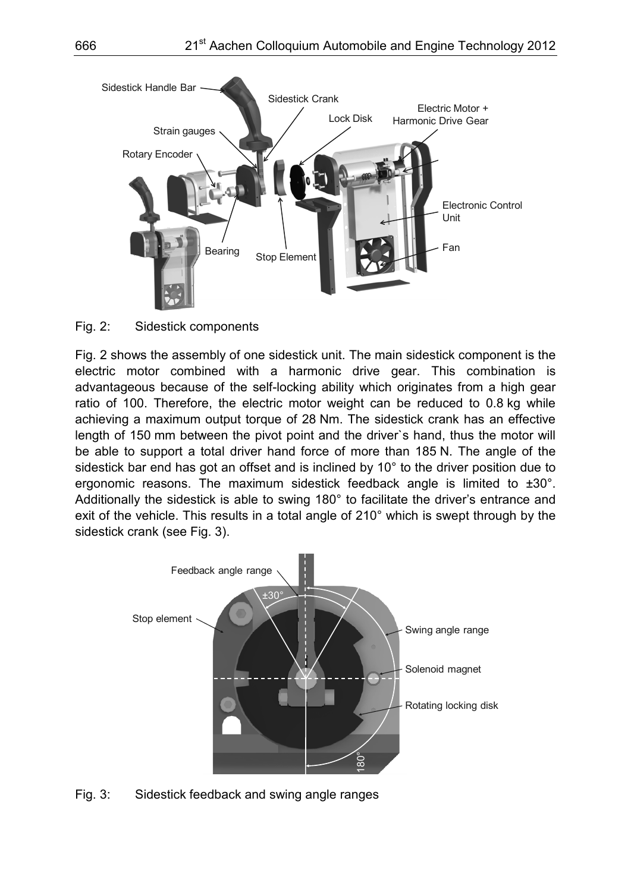Fig. 2: Sidestick components

Fig. 2 shows the assembly of one sidestick unit. The main sidestick component is the electric motor combined with a harmonic drive gear. This combination is advantageous because of the self-locking ability which originates from a high gear ratio of 100. Therefore, the electric motor weight can be reduced to 0.8 kg while achieving a maximum output torque of 28 Nm. The sidestick crank has an effective length of 150 mm between the pivot point and the driver`s hand, thus the motor will be able to support a total driver hand force of more than 185 N. The angle of the sidestick bar end has got an offset and is inclined by 10° to the driver position due to ergonomic reasons. The maximum sidestick feedback angle is limited to ±30°. Additionally the sidestick is able to swing 180° to facilitate the driver's entrance and exit of the vehicle. This results in a total angle of 210° which is swept through by the sidestick crank (see Fig. 3).

Fig. 3: Sidestick feedback and swing angle ranges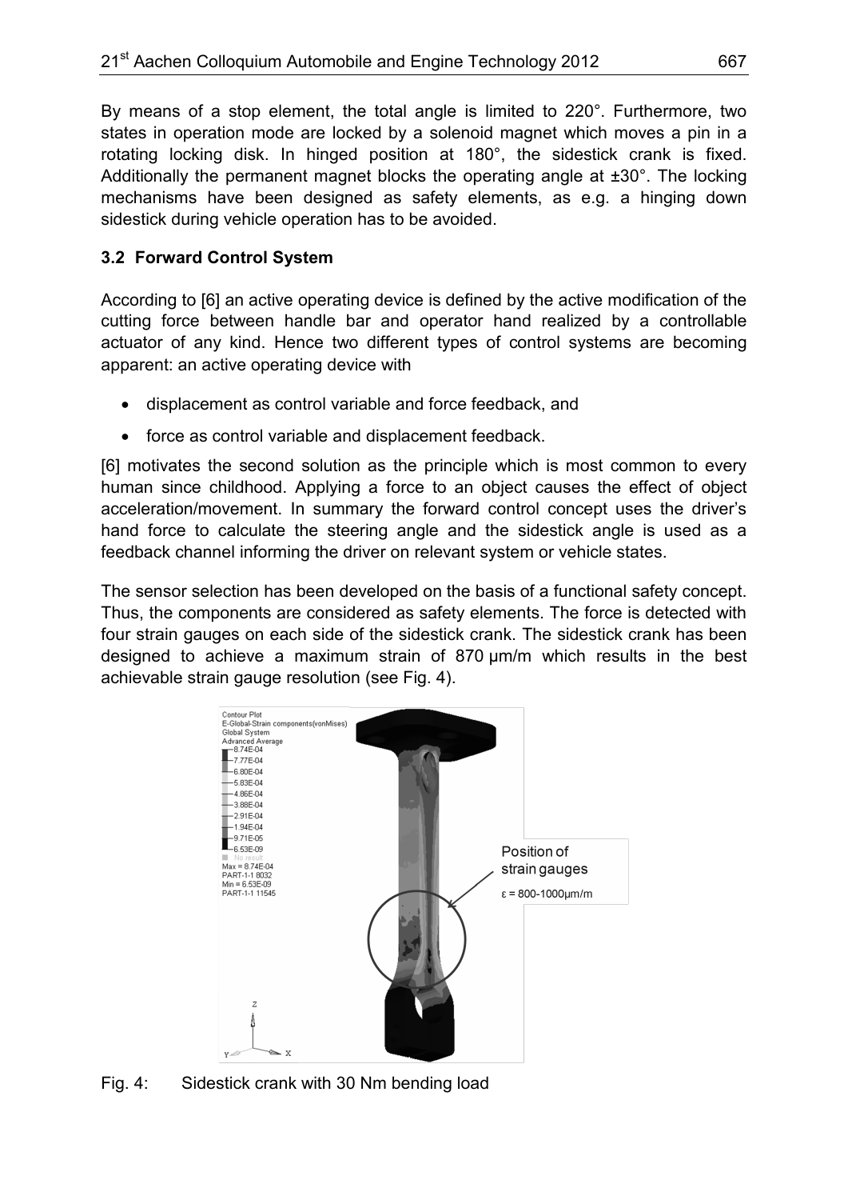By means of a stop element, the total angle is limited to 220°. Furthermore, two states in operation mode are locked by a solenoid magnet which moves a pin in a rotating locking disk. In hinged position at 180°, the sidestick crank is fixed. Additionally the permanent magnet blocks the operating angle at ±30°. The locking mechanisms have been designed as safety elements, as e.g. a hinging down sidestick during vehicle operation has to be avoided.

### 3.2 Forward Control System

According to [6] an active operating device is defined by the active modification of the cutting force between handle bar and operator hand realized by a controllable actuator of any kind. Hence two different types of control systems are becoming apparent: an active operating device with

- displacement as control variable and force feedback, and
- force as control variable and displacement feedback.

[6] motivates the second solution as the principle which is most common to every human since childhood. Applying a force to an object causes the effect of object acceleration/movement. In summary the forward control concept uses the driver's hand force to calculate the steering angle and the sidestick angle is used as a feedback channel informing the driver on relevant system or vehicle states.

The sensor selection has been developed on the basis of a functional safety concept. Thus, the components are considered as safety elements. The force is detected with four strain gauges on each side of the sidestick crank. The sidestick crank has been designed to achieve a maximum strain of 870 µm/m which results in the best achievable strain gauge resolution (see Fig. 4).

Fig. 4: Sidestick crank with 30 Nm bending load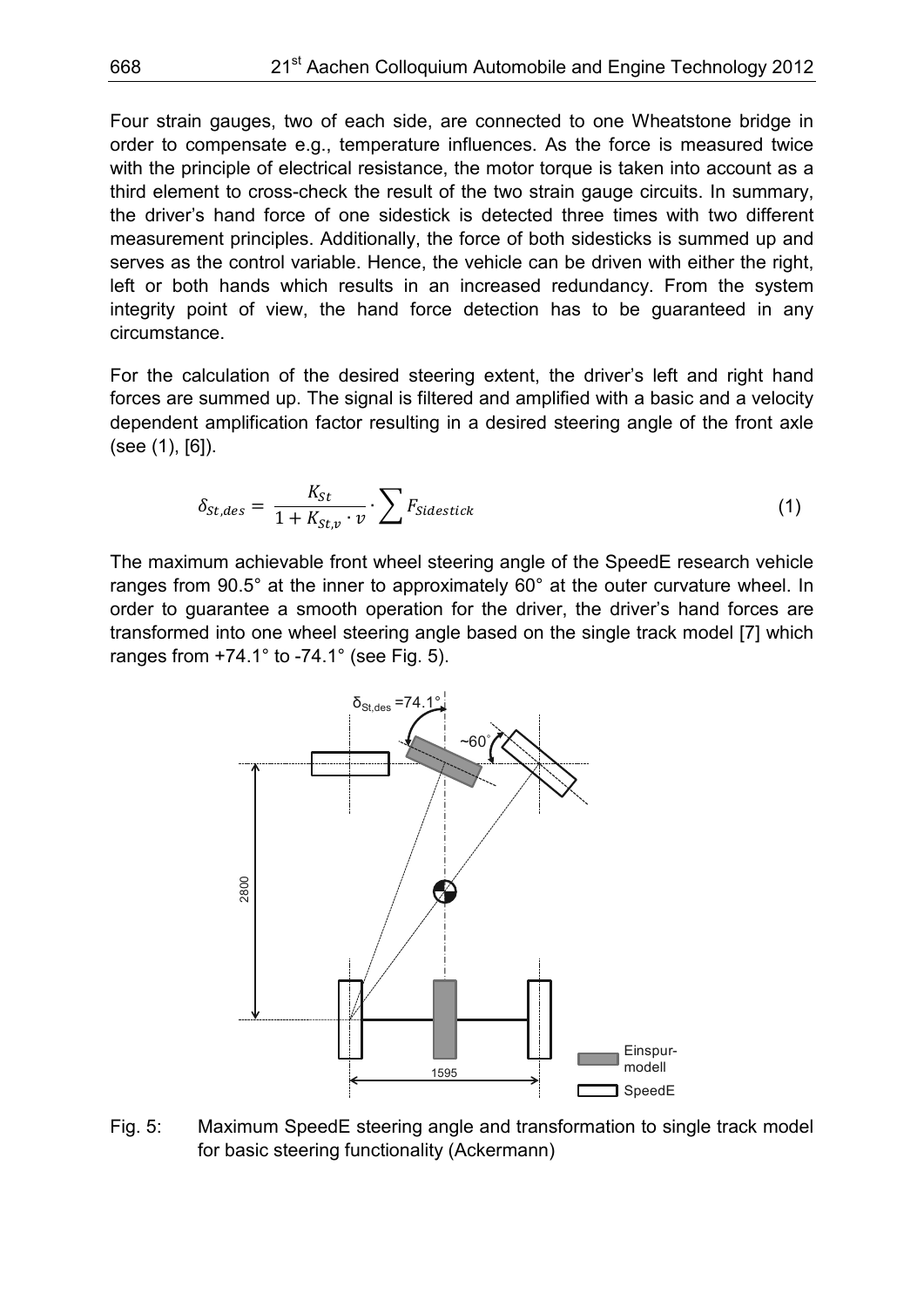Four strain gauges, two of each side, are connected to one Wheatstone bridge in order to compensate e.g., temperature influences. As the force is measured twice with the principle of electrical resistance, the motor torque is taken into account as a third element to cross-check the result of the two strain gauge circuits. In summary, the driver's hand force of one sidestick is detected three times with two different measurement principles. Additionally, the force of both sidesticks is summed up and serves as the control variable. Hence, the vehicle can be driven with either the right, left or both hands which results in an increased redundancy. From the system integrity point of view, the hand force detection has to be guaranteed in any circumstance.

For the calculation of the desired steering extent, the driver's left and right hand forces are summed up. The signal is filtered and amplified with a basic and a velocity dependent amplification factor resulting in a desired steering angle of the front axle (see (1), [6]).

$$\delta_{St,des} = \frac{K_{St}}{1 + K_{St,v} \cdot v} \cdot \sum F_{Sidestick} \tag{1}$$

The maximum achievable front wheel steering angle of the SpeedE research vehicle ranges from 90.5° at the inner to approximately 60° at the outer curvature wheel. In order to guarantee a smooth operation for the driver, the driver's hand forces are transformed into one wheel steering angle based on the single track model [7] which ranges from +74.1° to -74.1° (see Fig. 5).

Fig. 5: Maximum SpeedE steering angle and transformation to single track model for basic steering functionality (Ackermann)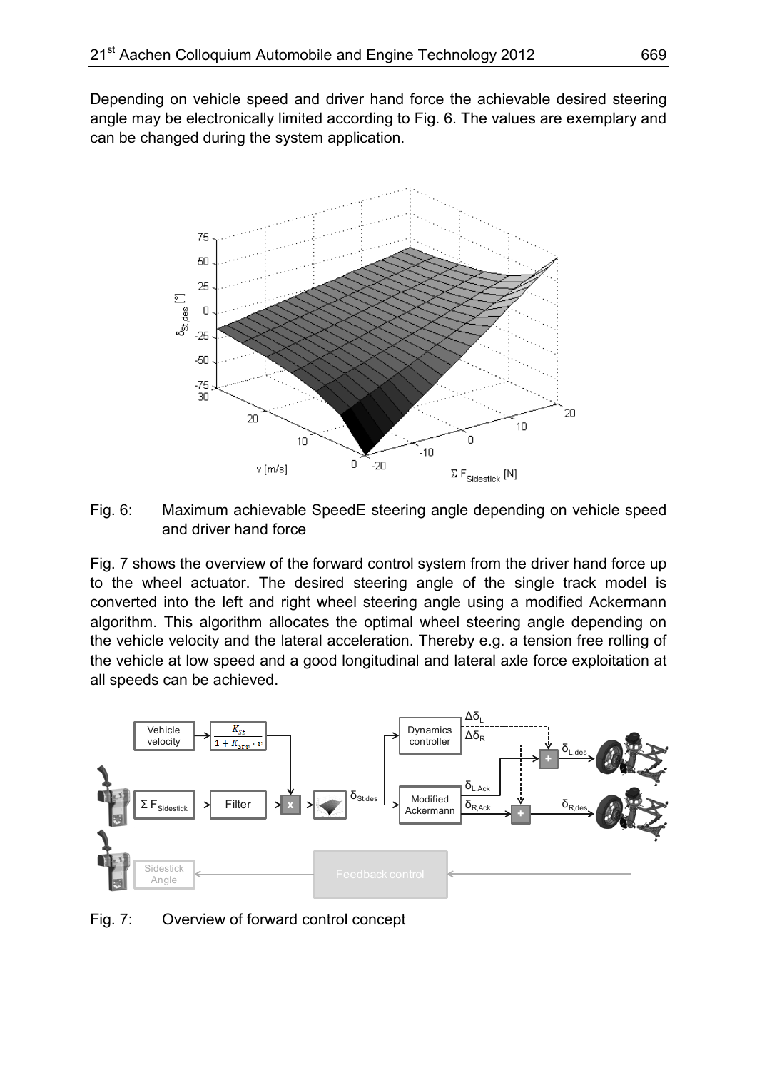Depending on vehicle speed and driver hand force the achievable desired steering angle may be electronically limited according to Fig. 6. The values are exemplary and can be changed during the system application.

Fig. 6: Maximum achievable SpeedE steering angle depending on vehicle speed and driver hand force

Fig. 7 shows the overview of the forward control system from the driver hand force up to the wheel actuator. The desired steering angle of the single track model is converted into the left and right wheel steering angle using a modified Ackermann algorithm. This algorithm allocates the optimal wheel steering angle depending on the vehicle velocity and the lateral acceleration. Thereby e.g. a tension free rolling of the vehicle at low speed and a good longitudinal and lateral axle force exploitation at all speeds can be achieved.

Fig. 7: Overview of forward control concept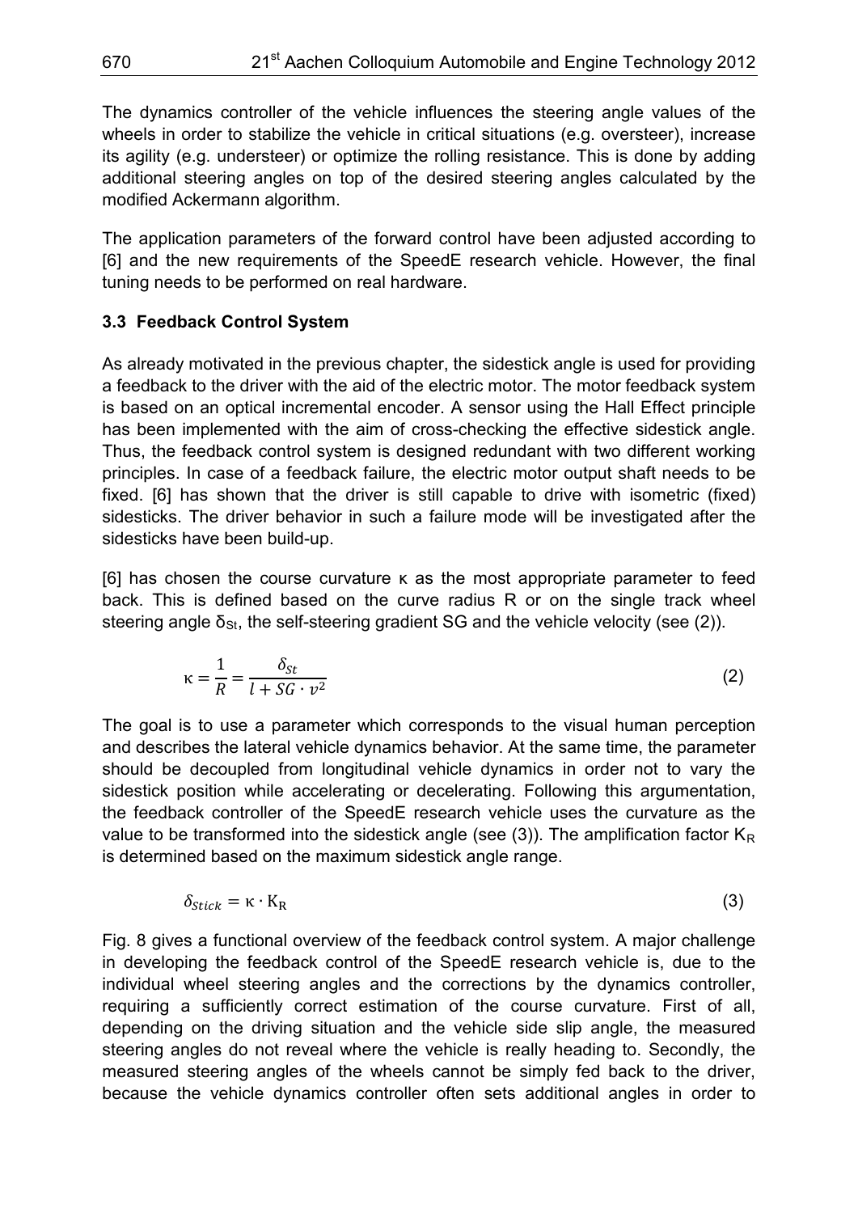The dynamics controller of the vehicle influences the steering angle values of the wheels in order to stabilize the vehicle in critical situations (e.g. oversteer), increase its agility (e.g. understeer) or optimize the rolling resistance. This is done by adding additional steering angles on top of the desired steering angles calculated by the modified Ackermann algorithm.

The application parameters of the forward control have been adjusted according to [6] and the new requirements of the SpeedE research vehicle. However, the final tuning needs to be performed on real hardware.

### 3.3 Feedback Control System

As already motivated in the previous chapter, the sidestick angle is used for providing a feedback to the driver with the aid of the electric motor. The motor feedback system is based on an optical incremental encoder. A sensor using the Hall Effect principle has been implemented with the aim of cross-checking the effective sidestick angle. Thus, the feedback control system is designed redundant with two different working principles. In case of a feedback failure, the electric motor output shaft needs to be fixed. [6] has shown that the driver is still capable to drive with isometric (fixed) sidesticks. The driver behavior in such a failure mode will be investigated after the sidesticks have been build-up.

[6] has chosen the course curvature $\kappa$ as the most appropriate parameter to feed back. This is defined based on the curve radius R or on the single track wheel steering angle $\delta_{St}$, the self-steering gradient SG and the vehicle velocity (see (2)).

$$\kappa = \frac{1}{R} = \frac{\delta_{St}}{l + SG \cdot v^2} \tag{2}$$

The goal is to use a parameter which corresponds to the visual human perception and describes the lateral vehicle dynamics behavior. At the same time, the parameter should be decoupled from longitudinal vehicle dynamics in order not to vary the sidestick position while accelerating or decelerating. Following this argumentation, the feedback controller of the SpeedE research vehicle uses the curvature as the value to be transformed into the sidestick angle (see (3)). The amplification factor $K_R$ is determined based on the maximum sidestick angle range.

$$\delta_{Stick} = \kappa \cdot K_R \tag{3}$$

Fig. 8 gives a functional overview of the feedback control system. A major challenge in developing the feedback control of the SpeedE research vehicle is, due to the individual wheel steering angles and the corrections by the dynamics controller, requiring a sufficiently correct estimation of the course curvature. First of all, depending on the driving situation and the vehicle side slip angle, the measured steering angles do not reveal where the vehicle is really heading to. Secondly, the measured steering angles of the wheels cannot be simply fed back to the driver, because the vehicle dynamics controller often sets additional angles in order to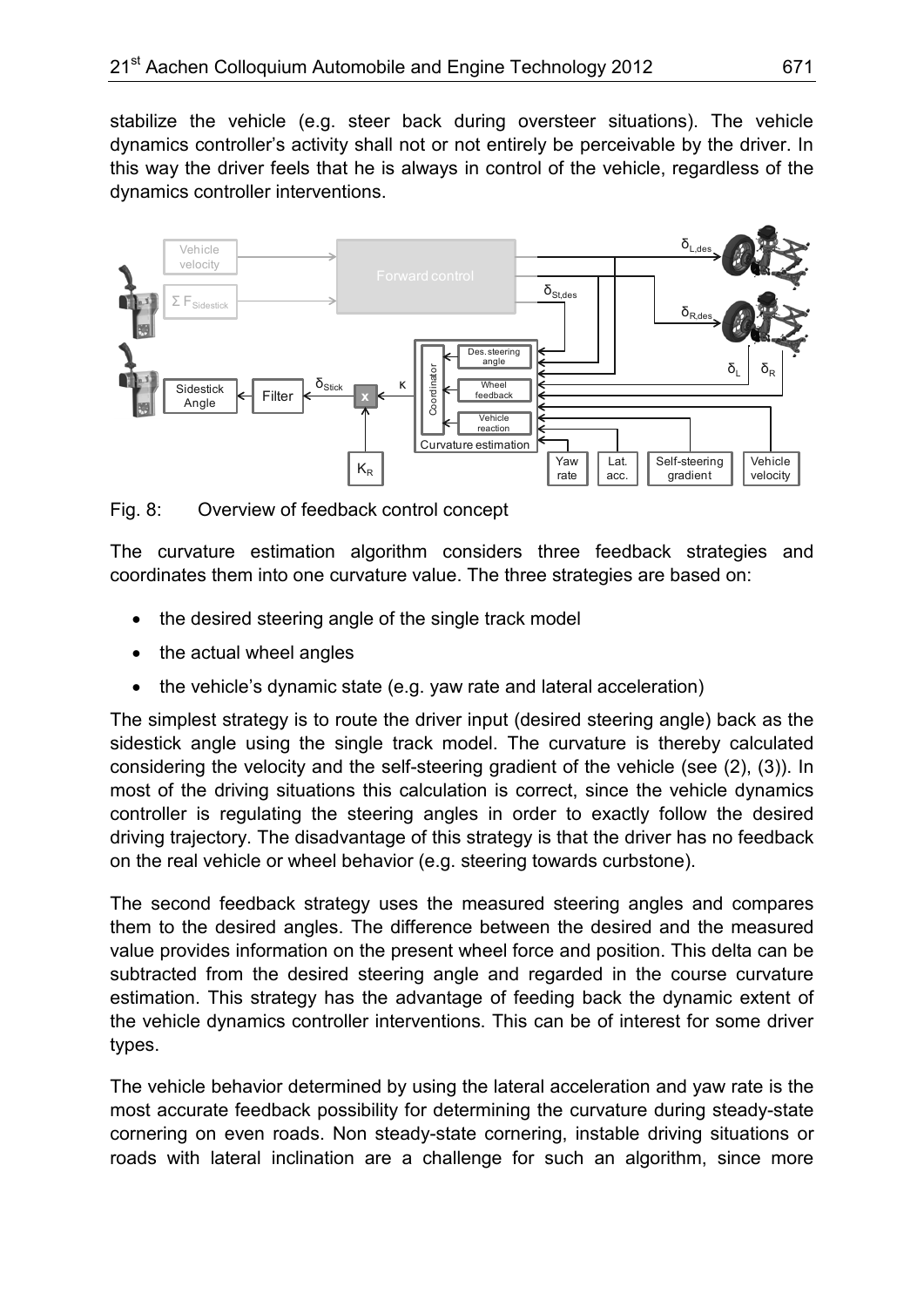stabilize the vehicle (e.g. steer back during oversteer situations). The vehicle dynamics controller's activity shall not or not entirely be perceivable by the driver. In this way the driver feels that he is always in control of the vehicle, regardless of the dynamics controller interventions.

Fig. 8: Overview of feedback control concept

The curvature estimation algorithm considers three feedback strategies and coordinates them into one curvature value. The three strategies are based on:

- the desired steering angle of the single track model
- the actual wheel angles
- the vehicle's dynamic state (e.g. yaw rate and lateral acceleration)

The simplest strategy is to route the driver input (desired steering angle) back as the sidestick angle using the single track model. The curvature is thereby calculated considering the velocity and the self-steering gradient of the vehicle (see (2), (3)). In most of the driving situations this calculation is correct, since the vehicle dynamics controller is regulating the steering angles in order to exactly follow the desired driving trajectory. The disadvantage of this strategy is that the driver has no feedback on the real vehicle or wheel behavior (e.g. steering towards curbstone).

The second feedback strategy uses the measured steering angles and compares them to the desired angles. The difference between the desired and the measured value provides information on the present wheel force and position. This delta can be subtracted from the desired steering angle and regarded in the course curvature estimation. This strategy has the advantage of feeding back the dynamic extent of the vehicle dynamics controller interventions. This can be of interest for some driver types.

The vehicle behavior determined by using the lateral acceleration and yaw rate is the most accurate feedback possibility for determining the curvature during steady-state cornering on even roads. Non steady-state cornering, instable driving situations or roads with lateral inclination are a challenge for such an algorithm, since more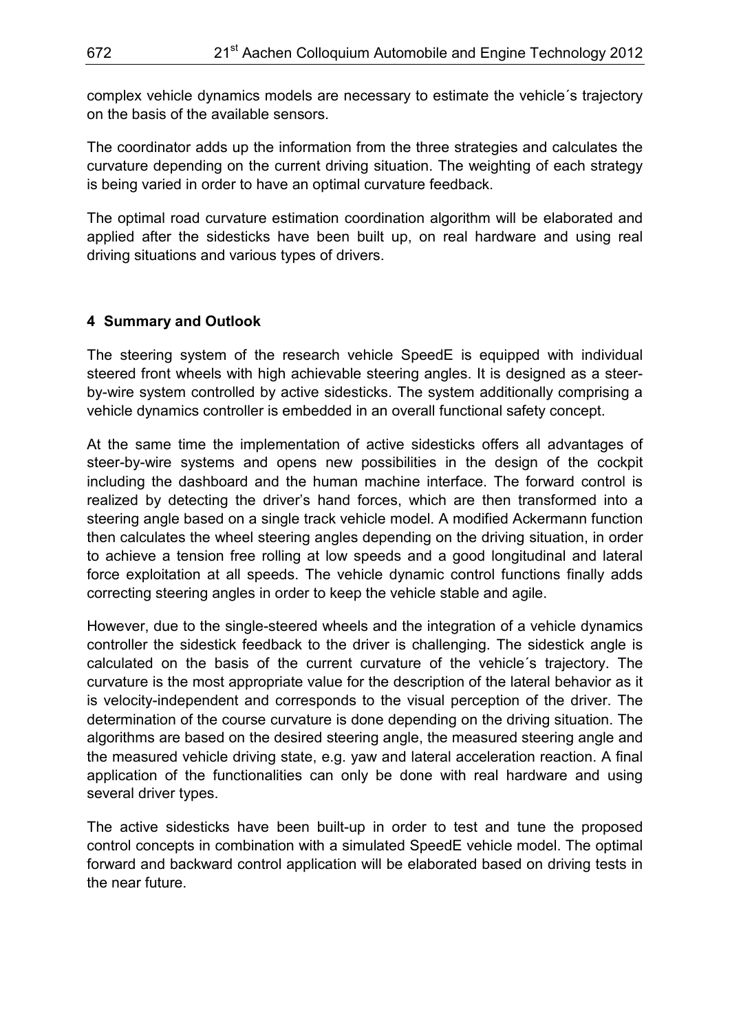complex vehicle dynamics models are necessary to estimate the vehicle´s trajectory on the basis of the available sensors.

The coordinator adds up the information from the three strategies and calculates the curvature depending on the current driving situation. The weighting of each strategy is being varied in order to have an optimal curvature feedback.

The optimal road curvature estimation coordination algorithm will be elaborated and applied after the sidesticks have been built up, on real hardware and using real driving situations and various types of drivers.

## 4 Summary and Outlook

The steering system of the research vehicle SpeedE is equipped with individual steered front wheels with high achievable steering angles. It is designed as a steer-by-wire system controlled by active sidesticks. The system additionally comprising a vehicle dynamics controller is embedded in an overall functional safety concept.

At the same time the implementation of active sidesticks offers all advantages of steer-by-wire systems and opens new possibilities in the design of the cockpit including the dashboard and the human machine interface. The forward control is realized by detecting the driver's hand forces, which are then transformed into a steering angle based on a single track vehicle model. A modified Ackermann function then calculates the wheel steering angles depending on the driving situation, in order to achieve a tension free rolling at low speeds and a good longitudinal and lateral force exploitation at all speeds. The vehicle dynamic control functions finally adds correcting steering angles in order to keep the vehicle stable and agile.

However, due to the single-steered wheels and the integration of a vehicle dynamics controller the sidestick feedback to the driver is challenging. The sidestick angle is calculated on the basis of the current curvature of the vehicle´s trajectory. The curvature is the most appropriate value for the description of the lateral behavior as it is velocity-independent and corresponds to the visual perception of the driver. The determination of the course curvature is done depending on the driving situation. The algorithms are based on the desired steering angle, the measured steering angle and the measured vehicle driving state, e.g. yaw and lateral acceleration reaction. A final application of the functionalities can only be done with real hardware and using several driver types.

The active sidesticks have been built-up in order to test and tune the proposed control concepts in combination with a simulated SpeedE vehicle model. The optimal forward and backward control application will be elaborated based on driving tests in the near future.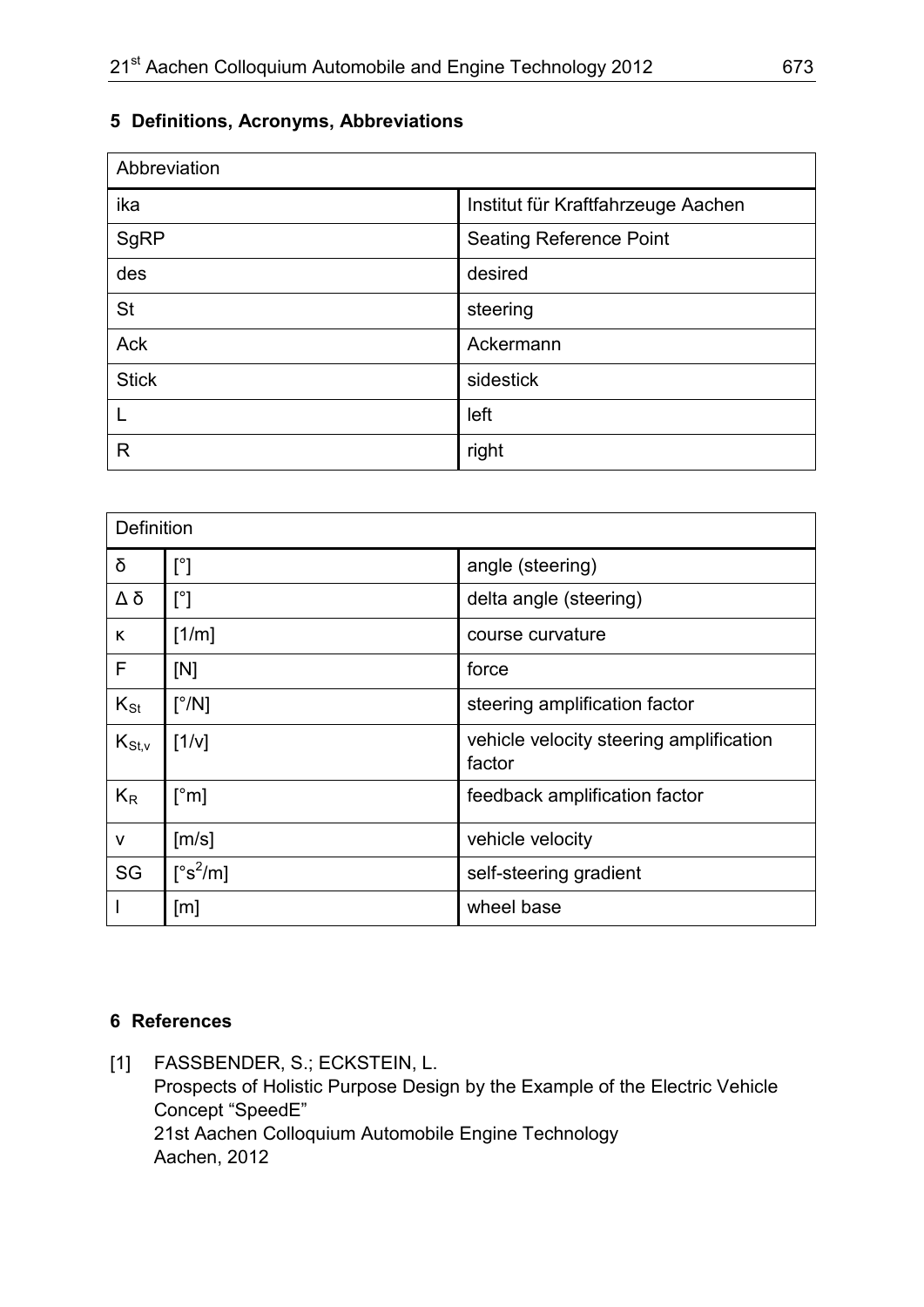## 5 Definitions, Acronyms, Abbreviations

| Abbreviation | |
|---|---|
| ika | Institut für Kraftfahrzeuge Aachen |
| SgRP | Seating Reference Point |
| des | desired |
| St | steering |
| Ack | Ackermann |
| Stick | sidestick |
| L | left |
| R | right |

| Definition | | |
|---|---|---|
| $\delta$ | [°] | angle (steering) |
| $\Delta\ \delta$ | [°] | delta angle (steering) |
| $\kappa$ | [1/m] | course curvature |
| F | [N] | force |
| $K_{St}$ | [°/N] | steering amplification factor |
| $K_{St,v}$ | [1/v] | vehicle velocity steering amplification factor |
| $K_R$ | [°m] | feedback amplification factor |
| v | [m/s] | vehicle velocity |
| SG | [$°s^2/m$] | self-steering gradient |
| l | [m] | wheel base |

## 6 References

[1] FASSBENDER, S.; ECKSTEIN, L.
Prospects of Holistic Purpose Design by the Example of the Electric Vehicle Concept “SpeedE”
21st Aachen Colloquium Automobile Engine Technology
Aachen, 2012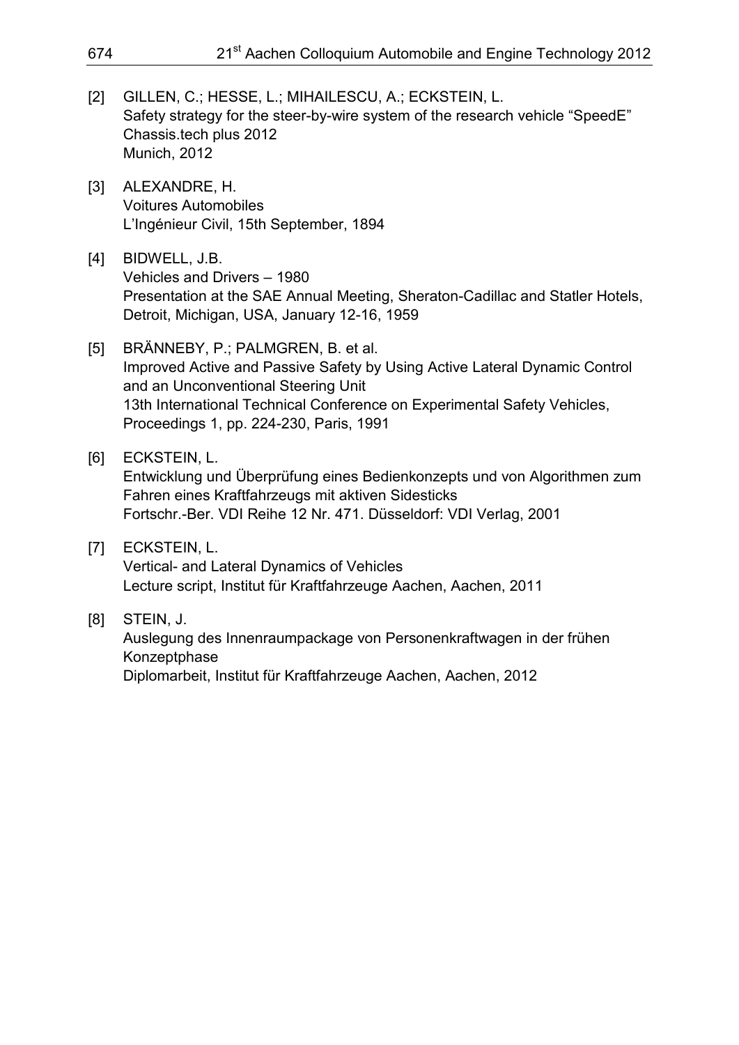[2] GILLEN, C.; HESSE, L.; MIHAILESCU, A.; ECKSTEIN, L.
Safety strategy for the steer-by-wire system of the research vehicle “SpeedE”
Chassis.tech plus 2012
Munich, 2012

[3] ALEXANDRE, H.
Voitures Automobiles
L’Ingénieur Civil, 15th September, 1894

[4] BIDWELL, J.B.
Vehicles and Drivers – 1980
Presentation at the SAE Annual Meeting, Sheraton-Cadillac and Statler Hotels, Detroit, Michigan, USA, January 12-16, 1959

[5] BRÄNNEBY, P.; PALMGREN, B. et al.
Improved Active and Passive Safety by Using Active Lateral Dynamic Control and an Unconventional Steering Unit
13th International Technical Conference on Experimental Safety Vehicles, Proceedings 1, pp. 224-230, Paris, 1991

[6] ECKSTEIN, L.
Entwicklung und Überprüfung eines Bedienkonzepts und von Algorithmen zum Fahren eines Kraftfahrzeugs mit aktiven Sidesticks
Fortschr.-Ber. VDI Reihe 12 Nr. 471. Düsseldorf: VDI Verlag, 2001

[7] ECKSTEIN, L.
Vertical- and Lateral Dynamics of Vehicles
Lecture script, Institut für Kraftfahrzeuge Aachen, Aachen, 2011

[8] STEIN, J.
Auslegung des Innenraumpackage von Personenkraftwagen in der frühen Konzeptphase
Diplomarbeit, Institut für Kraftfahrzeuge Aachen, Aachen, 2012